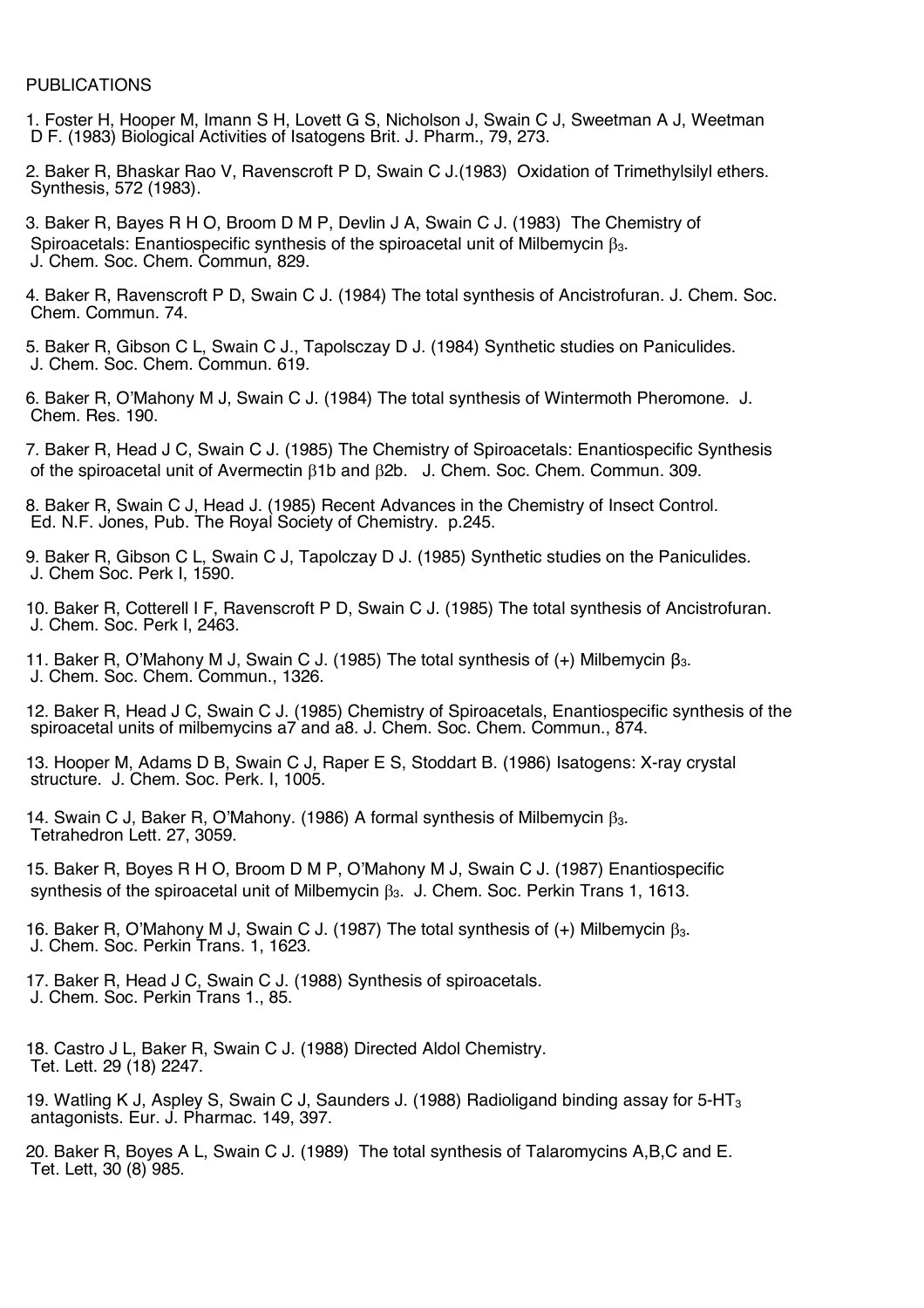PUBLICATIONS

1. Foster H, Hooper M, Imann S H, Lovett G S, Nicholson J, Swain C J, Sweetman A J, Weetman D F. (1983) Biological Activities of Isatogens Brit. J. Pharm., 79, 273.

2. Baker R, Bhaskar Rao V, Ravenscroft P D, Swain C J.(1983) Oxidation of Trimethylsilyl ethers. Synthesis, 572 (1983).

3. Baker R, Bayes R H O, Broom D M P, Devlin J A, Swain C J. (1983) The Chemistry of Spiroacetals: Enantiospecific synthesis of the spiroacetal unit of Milbemycin $\beta_3$. J. Chem. Soc. Chem. Commun, 829.

4. Baker R, Ravenscroft P D, Swain C J. (1984) The total synthesis of Ancistrofuran. J. Chem. Soc. Chem. Commun. 74.

5. Baker R, Gibson C L, Swain C J., Tapolsczay D J. (1984) Synthetic studies on Paniculides. J. Chem. Soc. Chem. Commun. 619.

6. Baker R, O'Mahony M J, Swain C J. (1984) The total synthesis of Wintermoth Pheromone. J. Chem. Res. 190.

7. Baker R, Head J C, Swain C J. (1985) The Chemistry of Spiroacetals: Enantiospecific Synthesis of the spiroacetal unit of Avermectin $\beta$1b and $\beta$2b. J. Chem. Soc. Chem. Commun. 309.

8. Baker R, Swain C J, Head J. (1985) Recent Advances in the Chemistry of Insect Control. Ed. N.F. Jones, Pub. The Royal Society of Chemistry. p.245.

9. Baker R, Gibson C L, Swain C J, Tapolczay D J. (1985) Synthetic studies on the Paniculides. J. Chem Soc. Perk I, 1590.

10. Baker R, Cotterell I F, Ravenscroft P D, Swain C J. (1985) The total synthesis of Ancistrofuran. J. Chem. Soc. Perk I, 2463.

11. Baker R, O'Mahony M J, Swain C J. (1985) The total synthesis of (+) Milbemycin $\beta_3$. J. Chem. Soc. Chem. Commun., 1326.

12. Baker R, Head J C, Swain C J. (1985) Chemistry of Spiroacetals, Enantiospecific synthesis of the spiroacetal units of milbemycins a7 and a8. J. Chem. Soc. Chem. Commun., 874.

13. Hooper M, Adams D B, Swain C J, Raper E S, Stoddart B. (1986) Isatogens: X-ray crystal structure. J. Chem. Soc. Perk. I, 1005.

14. Swain C J, Baker R, O'Mahony. (1986) A formal synthesis of Milbemycin $\beta_3$. Tetrahedron Lett. 27, 3059.

15. Baker R, Boyes R H O, Broom D M P, O'Mahony M J, Swain C J. (1987) Enantiospecific synthesis of the spiroacetal unit of Milbemycin $\beta_3$. J. Chem. Soc. Perkin Trans 1, 1613.

16. Baker R, O'Mahony M J, Swain C J. (1987) The total synthesis of (+) Milbemycin $\beta_3$. J. Chem. Soc. Perkin Trans. 1, 1623.

17. Baker R, Head J C, Swain C J. (1988) Synthesis of spiroacetals. J. Chem. Soc. Perkin Trans 1., 85.

18. Castro J L, Baker R, Swain C J. (1988) Directed Aldol Chemistry. Tet. Lett. 29 (18) 2247.

19. Watling K J, Aspley S, Swain C J, Saunders J. (1988) Radioligand binding assay for 5-$HT_3$ antagonists. Eur. J. Pharmac. 149, 397.

20. Baker R, Boyes A L, Swain C J. (1989) The total synthesis of Talaromycins A,B,C and E. Tet. Lett, 30 (8) 985.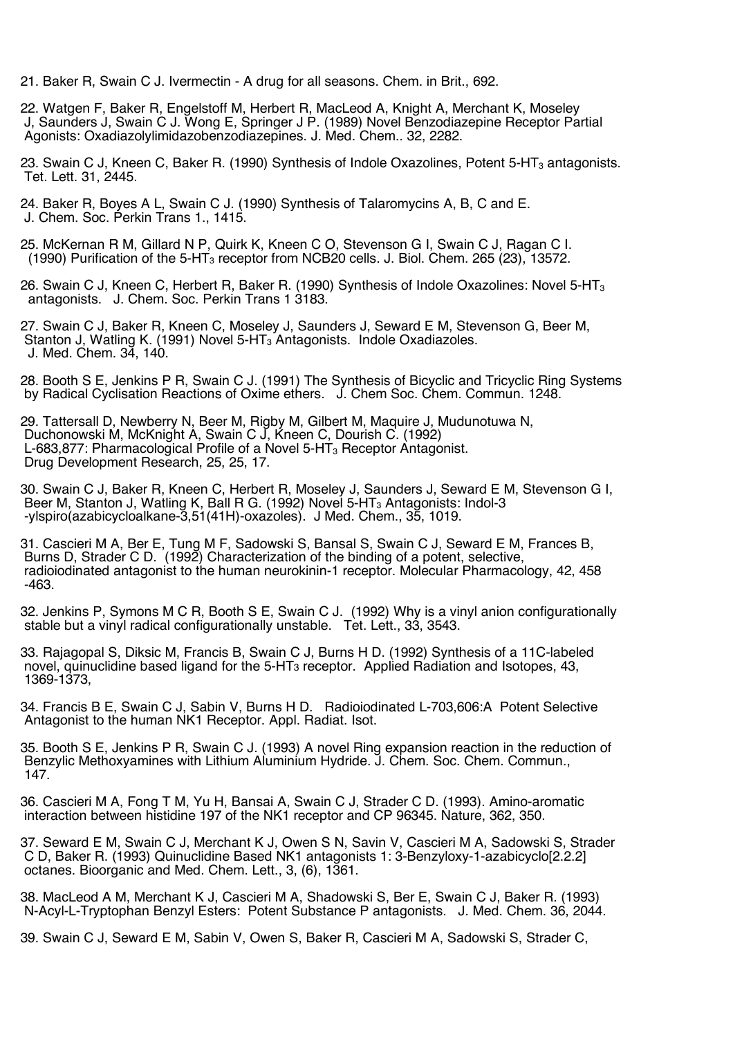21. Baker R, Swain C J. Ivermectin - A drug for all seasons. Chem. in Brit., 692.

22. Watgen F, Baker R, Engelstoff M, Herbert R, MacLeod A, Knight A, Merchant K, Moseley J, Saunders J, Swain C J. Wong E, Springer J P. (1989) Novel Benzodiazepine Receptor Partial Agonists: Oxadiazolylimidazobenzodiazepines. J. Med. Chem.. 32, 2282.

23. Swain C J, Kneen C, Baker R. (1990) Synthesis of Indole Oxazolines, Potent 5-HT$_3$ antagonists. Tet. Lett. 31, 2445.

24. Baker R, Boyes A L, Swain C J. (1990) Synthesis of Talaromycins A, B, C and E. J. Chem. Soc. Perkin Trans 1., 1415.

25. McKernan R M, Gillard N P, Quirk K, Kneen C O, Stevenson G I, Swain C J, Ragan C I. (1990) Purification of the 5-HT$_3$ receptor from NCB20 cells. J. Biol. Chem. 265 (23), 13572.

26. Swain C J, Kneen C, Herbert R, Baker R. (1990) Synthesis of Indole Oxazolines: Novel 5-HT$_3$ antagonists. J. Chem. Soc. Perkin Trans 1 3183.

27. Swain C J, Baker R, Kneen C, Moseley J, Saunders J, Seward E M, Stevenson G, Beer M, Stanton J, Watling K. (1991) Novel 5-HT$_3$ Antagonists. Indole Oxadiazoles. J. Med. Chem. 34, 140.

28. Booth S E, Jenkins P R, Swain C J. (1991) The Synthesis of Bicyclic and Tricyclic Ring Systems by Radical Cyclisation Reactions of Oxime ethers. J. Chem Soc. Chem. Commun. 1248.

29. Tattersall D, Newberry N, Beer M, Rigby M, Gilbert M, Maquire J, Mudunotuwa N, Duchonowski M, McKnight A, Swain C J, Kneen C, Dourish C. (1992) L-683,877: Pharmacological Profile of a Novel 5-HT$_3$ Receptor Antagonist. Drug Development Research, 25, 25, 17.

30. Swain C J, Baker R, Kneen C, Herbert R, Moseley J, Saunders J, Seward E M, Stevenson G I, Beer M, Stanton J, Watling K, Ball R G. (1992) Novel 5-HT$_3$ Antagonists: Indol-3-ylspiro(azabicycloalkane-3,51(41H)-oxazoles). J Med. Chem., 35, 1019.

31. Cascieri M A, Ber E, Tung M F, Sadowski S, Bansal S, Swain C J, Seward E M, Frances B, Burns D, Strader C D. (1992) Characterization of the binding of a potent, selective, radioiodinated antagonist to the human neurokinin-1 receptor. Molecular Pharmacology, 42, 458-463.

32. Jenkins P, Symons M C R, Booth S E, Swain C J. (1992) Why is a vinyl anion configurationally stable but a vinyl radical configurationally unstable. Tet. Lett., 33, 3543.

33. Rajagopal S, Diksic M, Francis B, Swain C J, Burns H D. (1992) Synthesis of a 11C-labeled novel, quinuclidine based ligand for the 5-HT$_3$ receptor. Applied Radiation and Isotopes, 43, 1369-1373,

34. Francis B E, Swain C J, Sabin V, Burns H D. Radioiodinated L-703,606:A Potent Selective Antagonist to the human NK1 Receptor. Appl. Radiat. Isot.

35. Booth S E, Jenkins P R, Swain C J. (1993) A novel Ring expansion reaction in the reduction of Benzylic Methoxyamines with Lithium Aluminium Hydride. J. Chem. Soc. Chem. Commun., 147.

36. Cascieri M A, Fong T M, Yu H, Bansai A, Swain C J, Strader C D. (1993). Amino-aromatic interaction between histidine 197 of the NK1 receptor and CP 96345. Nature, 362, 350.

37. Seward E M, Swain C J, Merchant K J, Owen S N, Savin V, Cascieri M A, Sadowski S, Strader C D, Baker R. (1993) Quinuclidine Based NK1 antagonists 1: 3-Benzyloxy-1-azabicyclo[2.2.2] octanes. Bioorganic and Med. Chem. Lett., 3, (6), 1361.

38. MacLeod A M, Merchant K J, Cascieri M A, Shadowski S, Ber E, Swain C J, Baker R. (1993) N-Acyl-L-Tryptophan Benzyl Esters: Potent Substance P antagonists. J. Med. Chem. 36, 2044.

39. Swain C J, Seward E M, Sabin V, Owen S, Baker R, Cascieri M A, Sadowski S, Strader C,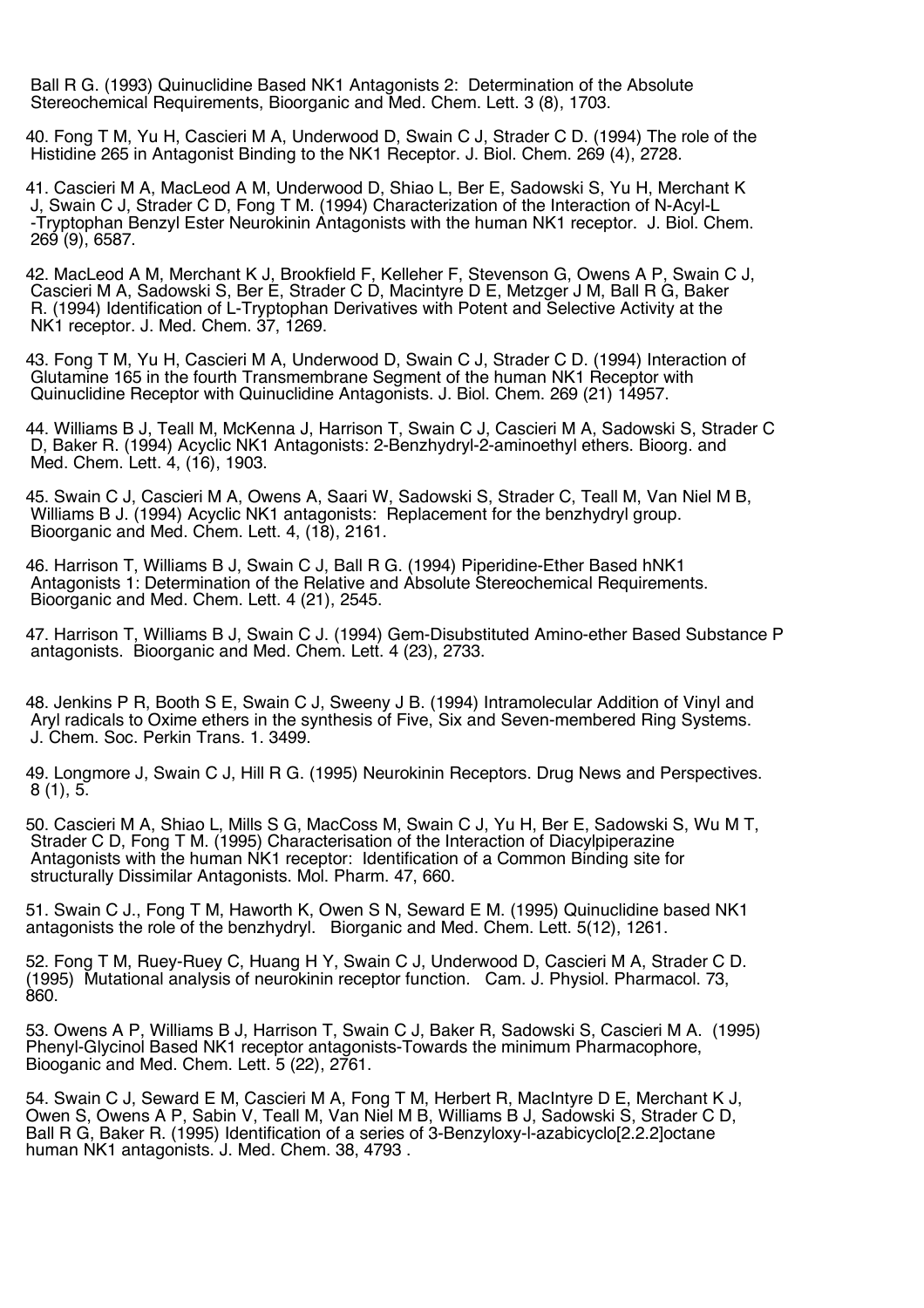Ball R G. (1993) Quinuclidine Based NK1 Antagonists 2: Determination of the Absolute Stereochemical Requirements, Bioorganic and Med. Chem. Lett. 3 (8), 1703.

40. Fong T M, Yu H, Cascieri M A, Underwood D, Swain C J, Strader C D. (1994) The role of the Histidine 265 in Antagonist Binding to the NK1 Receptor. J. Biol. Chem. 269 (4), 2728.

41. Cascieri M A, MacLeod A M, Underwood D, Shiao L, Ber E, Sadowski S, Yu H, Merchant K J, Swain C J, Strader C D, Fong T M. (1994) Characterization of the Interaction of N-Acyl-L -Tryptophan Benzyl Ester Neurokinin Antagonists with the human NK1 receptor. J. Biol. Chem. 269 (9), 6587.

42. MacLeod A M, Merchant K J, Brookfield F, Kelleher F, Stevenson G, Owens A P, Swain C J, Cascieri M A, Sadowski S, Ber E, Strader C D, Macintyre D E, Metzger J M, Ball R G, Baker R. (1994) Identification of L-Tryptophan Derivatives with Potent and Selective Activity at the NK1 receptor. J. Med. Chem. 37, 1269.

43. Fong T M, Yu H, Cascieri M A, Underwood D, Swain C J, Strader C D. (1994) Interaction of Glutamine 165 in the fourth Transmembrane Segment of the human NK1 Receptor with Quinuclidine Receptor with Quinuclidine Antagonists. J. Biol. Chem. 269 (21) 14957.

44. Williams B J, Teall M, McKenna J, Harrison T, Swain C J, Cascieri M A, Sadowski S, Strader C D, Baker R. (1994) Acyclic NK1 Antagonists: 2-Benzhydryl-2-aminoethyl ethers. Bioorg. and Med. Chem. Lett. 4, (16), 1903.

45. Swain C J, Cascieri M A, Owens A, Saari W, Sadowski S, Strader C, Teall M, Van Niel M B, Williams B J. (1994) Acyclic NK1 antagonists: Replacement for the benzhydryl group. Bioorganic and Med. Chem. Lett. 4, (18), 2161.

46. Harrison T, Williams B J, Swain C J, Ball R G. (1994) Piperidine-Ether Based hNK1 Antagonists 1: Determination of the Relative and Absolute Stereochemical Requirements. Bioorganic and Med. Chem. Lett. 4 (21), 2545.

47. Harrison T, Williams B J, Swain C J. (1994) Gem-Disubstituted Amino-ether Based Substance P antagonists. Bioorganic and Med. Chem. Lett. 4 (23), 2733.

48. Jenkins P R, Booth S E, Swain C J, Sweeny J B. (1994) Intramolecular Addition of Vinyl and Aryl radicals to Oxime ethers in the synthesis of Five, Six and Seven-membered Ring Systems. J. Chem. Soc. Perkin Trans. 1. 3499.

49. Longmore J, Swain C J, Hill R G. (1995) Neurokinin Receptors. Drug News and Perspectives. 8 (1), 5.

50. Cascieri M A, Shiao L, Mills S G, MacCoss M, Swain C J, Yu H, Ber E, Sadowski S, Wu M T, Strader C D, Fong T M. (1995) Characterisation of the Interaction of Diacylpiperazine Antagonists with the human NK1 receptor: Identification of a Common Binding site for structurally Dissimilar Antagonists. Mol. Pharm. 47, 660.

51. Swain C J., Fong T M, Haworth K, Owen S N, Seward E M. (1995) Quinuclidine based NK1 antagonists the role of the benzhydryl. Biorganic and Med. Chem. Lett. 5(12), 1261.

52. Fong T M, Ruey-Ruey C, Huang H Y, Swain C J, Underwood D, Cascieri M A, Strader C D. (1995) Mutational analysis of neurokinin receptor function. Cam. J. Physiol. Pharmacol. 73, 860.

53. Owens A P, Williams B J, Harrison T, Swain C J, Baker R, Sadowski S, Cascieri M A. (1995) Phenyl-Glycinol Based NK1 receptor antagonists-Towards the minimum Pharmacophore, Biooganic and Med. Chem. Lett. 5 (22), 2761.

54. Swain C J, Seward E M, Cascieri M A, Fong T M, Herbert R, MacIntyre D E, Merchant K J, Owen S, Owens A P, Sabin V, Teall M, Van Niel M B, Williams B J, Sadowski S, Strader C D, Ball R G, Baker R. (1995) Identification of a series of 3-Benzyloxy-l-azabicyclo[2.2.2]octane human NK1 antagonists. J. Med. Chem. 38, 4793 .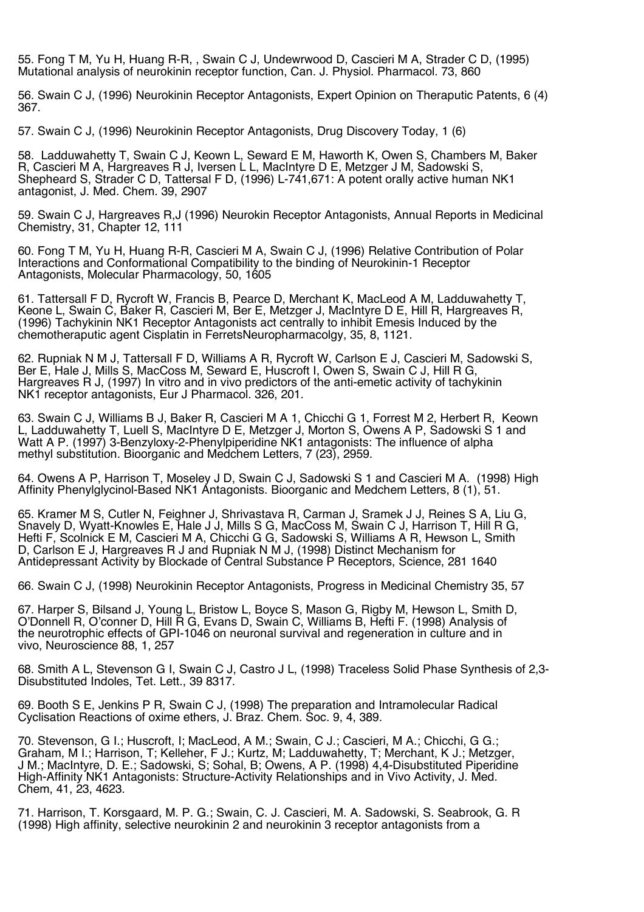55. Fong T M, Yu H, Huang R-R, , Swain C J, Undewrwood D, Cascieri M A, Strader C D, (1995) Mutational analysis of neurokinin receptor function, Can. J. Physiol. Pharmacol. 73, 860

56. Swain C J, (1996) Neurokinin Receptor Antagonists, Expert Opinion on Theraputic Patents, 6 (4) 367.

57. Swain C J, (1996) Neurokinin Receptor Antagonists, Drug Discovery Today, 1 (6)

58. Ladduwahetty T, Swain C J, Keown L, Seward E M, Haworth K, Owen S, Chambers M, Baker R, Cascieri M A, Hargreaves R J, Iversen L L, MacIntyre D E, Metzger J M, Sadowski S, Shepheard S, Strader C D, Tattersal F D, (1996) L-741,671: A potent orally active human NK1 antagonist, J. Med. Chem. 39, 2907

59. Swain C J, Hargreaves R,J (1996) Neurokin Receptor Antagonists, Annual Reports in Medicinal Chemistry, 31, Chapter 12, 111

60. Fong T M, Yu H, Huang R-R, Cascieri M A, Swain C J, (1996) Relative Contribution of Polar Interactions and Conformational Compatibility to the binding of Neurokinin-1 Receptor Antagonists, Molecular Pharmacology, 50, 1605

61. Tattersall F D, Rycroft W, Francis B, Pearce D, Merchant K, MacLeod A M, Ladduwahetty T, Keone L, Swain C, Baker R, Cascieri M, Ber E, Metzger J, MacIntyre D E, Hill R, Hargreaves R, (1996) Tachykinin NK1 Receptor Antagonists act centrally to inhibit Emesis Induced by the chemotheraputic agent Cisplatin in FerretsNeuropharmacolgy, 35, 8, 1121.

62. Rupniak N M J, Tattersall F D, Williams A R, Rycroft W, Carlson E J, Cascieri M, Sadowski S, Ber E, Hale J, Mills S, MacCoss M, Seward E, Huscroft I, Owen S, Swain C J, Hill R G, Hargreaves R J, (1997) In vitro and in vivo predictors of the anti-emetic activity of tachykinin NK1 receptor antagonists, Eur J Pharmacol. 326, 201.

63. Swain C J, Williams B J, Baker R, Cascieri M A 1, Chicchi G 1, Forrest M 2, Herbert R, Keown L, Ladduwahetty T, Luell S, MacIntyre D E, Metzger J, Morton S, Owens A P, Sadowski S 1 and Watt A P. (1997) 3-Benzyloxy-2-Phenylpiperidine NK1 antagonists: The influence of alpha methyl substitution. Bioorganic and Medchem Letters, 7 (23), 2959.

64. Owens A P, Harrison T, Moseley J D, Swain C J, Sadowski S 1 and Cascieri M A. (1998) High Affinity Phenylglycinol-Based NK1 Antagonists. Bioorganic and Medchem Letters, 8 (1), 51.

65. Kramer M S, Cutler N, Feighner J, Shrivastava R, Carman J, Sramek J J, Reines S A, Liu G, Snavely D, Wyatt-Knowles E, Hale J J, Mills S G, MacCoss M, Swain C J, Harrison T, Hill R G, Hefti F, Scolnick E M, Cascieri M A, Chicchi G G, Sadowski S, Williams A R, Hewson L, Smith D, Carlson E J, Hargreaves R J and Rupniak N M J, (1998) Distinct Mechanism for Antidepressant Activity by Blockade of Central Substance P Receptors, Science, 281 1640

66. Swain C J, (1998) Neurokinin Receptor Antagonists, Progress in Medicinal Chemistry 35, 57

67. Harper S, Bilsand J, Young L, Bristow L, Boyce S, Mason G, Rigby M, Hewson L, Smith D, O'Donnell R, O'conner D, Hill R G, Evans D, Swain C, Williams B, Hefti F. (1998) Analysis of the neurotrophic effects of GPI-1046 on neuronal survival and regeneration in culture and in vivo, Neuroscience 88, 1, 257

68. Smith A L, Stevenson G I, Swain C J, Castro J L, (1998) Traceless Solid Phase Synthesis of 2,3-Disubstituted Indoles, Tet. Lett., 39 8317.

69. Booth S E, Jenkins P R, Swain C J, (1998) The preparation and Intramolecular Radical Cyclisation Reactions of oxime ethers, J. Braz. Chem. Soc. 9, 4, 389.

70. Stevenson, G I.; Huscroft, I; MacLeod, A M.; Swain, C J.; Cascieri, M A.; Chicchi, G G.; Graham, M I.; Harrison, T; Kelleher, F J.; Kurtz, M; Ladduwahetty, T; Merchant, K J.; Metzger, J M.; MacIntyre, D. E.; Sadowski, S; Sohal, B; Owens, A P. (1998) 4,4-Disubstituted Piperidine High-Affinity NK1 Antagonists: Structure-Activity Relationships and in Vivo Activity, J. Med. Chem, 41, 23, 4623.

71. Harrison, T. Korsgaard, M. P. G.; Swain, C. J. Cascieri, M. A. Sadowski, S. Seabrook, G. R (1998) High affinity, selective neurokinin 2 and neurokinin 3 receptor antagonists from a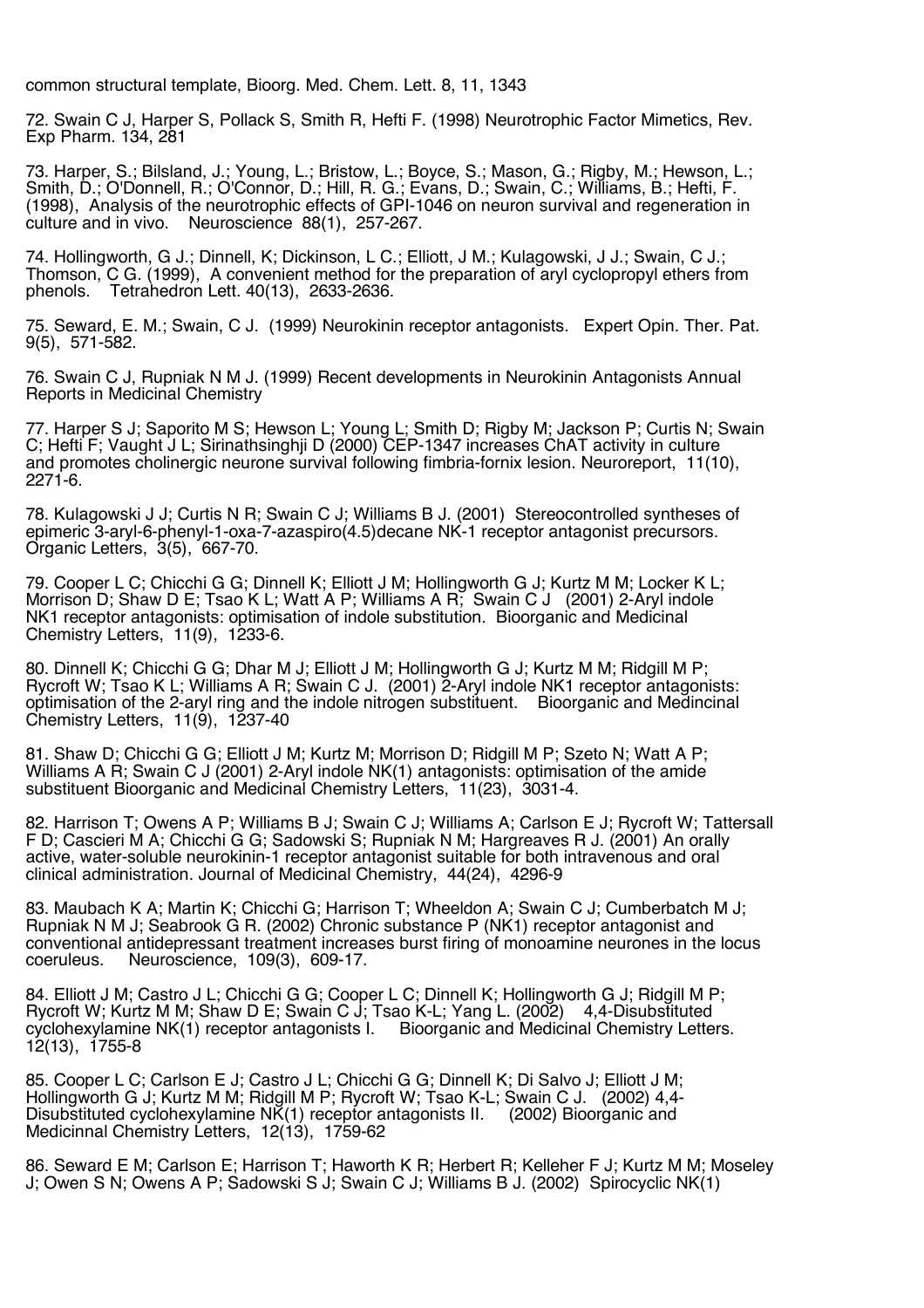common structural template, Bioorg. Med. Chem. Lett. 8, 11, 1343

72. Swain C J, Harper S, Pollack S, Smith R, Hefti F. (1998) Neurotrophic Factor Mimetics, Rev. Exp Pharm. 134, 281

73. Harper, S.; Bilsland, J.; Young, L.; Bristow, L.; Boyce, S.; Mason, G.; Rigby, M.; Hewson, L.; Smith, D.; O'Donnell, R.; O'Connor, D.; Hill, R. G.; Evans, D.; Swain, C.; Williams, B.; Hefti, F. (1998), Analysis of the neurotrophic effects of GPI-1046 on neuron survival and regeneration in culture and in vivo. Neuroscience 88(1), 257-267.

74. Hollingworth, G J.; Dinnell, K; Dickinson, L C.; Elliott, J M.; Kulagowski, J J.; Swain, C J.; Thomson, C G. (1999), A convenient method for the preparation of aryl cyclopropyl ethers from phenols. Tetrahedron Lett. 40(13), 2633-2636.

75. Seward, E. M.; Swain, C J. (1999) Neurokinin receptor antagonists. Expert Opin. Ther. Pat. 9(5), 571-582.

76. Swain C J, Rupniak N M J. (1999) Recent developments in Neurokinin Antagonists Annual Reports in Medicinal Chemistry

77. Harper S J; Saporito M S; Hewson L; Young L; Smith D; Rigby M; Jackson P; Curtis N; Swain C; Hefti F; Vaught J L; Sirinathsinghji D (2000) CEP-1347 increases ChAT activity in culture and promotes cholinergic neurone survival following fimbria-fornix lesion. Neuroreport, 11(10), 2271-6.

78. Kulagowski J J; Curtis N R; Swain C J; Williams B J. (2001) Stereocontrolled syntheses of epimeric 3-aryl-6-phenyl-1-oxa-7-azaspiro(4.5)decane NK-1 receptor antagonist precursors. Organic Letters, 3(5), 667-70.

79. Cooper L C; Chicchi G G; Dinnell K; Elliott J M; Hollingworth G J; Kurtz M M; Locker K L; Morrison D; Shaw D E; Tsao K L; Watt A P; Williams A R; Swain C J (2001) 2-Aryl indole NK1 receptor antagonists: optimisation of indole substitution. Bioorganic and Medicinal Chemistry Letters, 11(9), 1233-6.

80. Dinnell K; Chicchi G G; Dhar M J; Elliott J M; Hollingworth G J; Kurtz M M; Ridgill M P; Rycroft W; Tsao K L; Williams A R; Swain C J. (2001) 2-Aryl indole NK1 receptor antagonists: optimisation of the 2-aryl ring and the indole nitrogen substituent. Bioorganic and Medincinal Chemistry Letters, 11(9), 1237-40

81. Shaw D; Chicchi G G; Elliott J M; Kurtz M; Morrison D; Ridgill M P; Szeto N; Watt A P; Williams A R; Swain C J (2001) 2-Aryl indole NK(1) antagonists: optimisation of the amide substituent Bioorganic and Medicinal Chemistry Letters, 11(23), 3031-4.

82. Harrison T; Owens A P; Williams B J; Swain C J; Williams A; Carlson E J; Rycroft W; Tattersall F D; Cascieri M A; Chicchi G G; Sadowski S; Rupniak N M; Hargreaves R J. (2001) An orally active, water-soluble neurokinin-1 receptor antagonist suitable for both intravenous and oral clinical administration. Journal of Medicinal Chemistry, 44(24), 4296-9

83. Maubach K A; Martin K; Chicchi G; Harrison T; Wheeldon A; Swain C J; Cumberbatch M J; Rupniak N M J; Seabrook G R. (2002) Chronic substance P (NK1) receptor antagonist and conventional antidepressant treatment increases burst firing of monoamine neurones in the locus coeruleus. Neuroscience, 109(3), 609-17.

84. Elliott J M; Castro J L; Chicchi G G; Cooper L C; Dinnell K; Hollingworth G J; Ridgill M P; Rycroft W; Kurtz M M; Shaw D E; Swain C J; Tsao K-L; Yang L. (2002) 4,4-Disubstituted cyclohexylamine NK(1) receptor antagonists I. Bioorganic and Medicinal Chemistry Letters. 12(13), 1755-8

85. Cooper L C; Carlson E J; Castro J L; Chicchi G G; Dinnell K; Di Salvo J; Elliott J M; Hollingworth G J; Kurtz M M; Ridgill M P; Rycroft W; Tsao K-L; Swain C J. (2002) 4,4-Disubstituted cyclohexylamine NK(1) receptor antagonists II. (2002) Bioorganic and Medicinnal Chemistry Letters, 12(13), 1759-62

86. Seward E M; Carlson E; Harrison T; Haworth K R; Herbert R; Kelleher F J; Kurtz M M; Moseley J; Owen S N; Owens A P; Sadowski S J; Swain C J; Williams B J. (2002) Spirocyclic NK(1)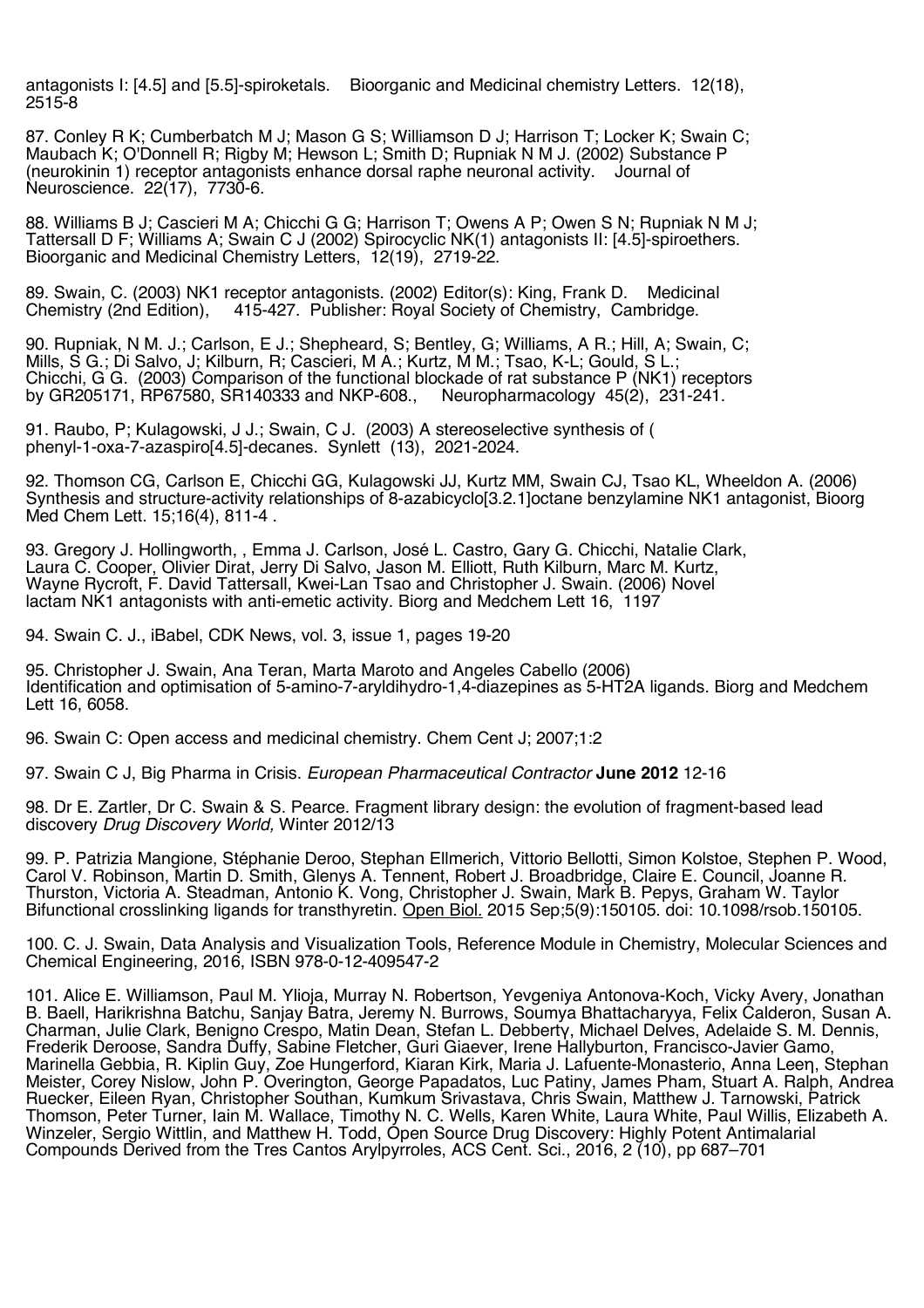antagonists I: [4.5] and [5.5]-spiroketals. Bioorganic and Medicinal chemistry Letters. 12(18), 2515-8

87. Conley R K; Cumberbatch M J; Mason G S; Williamson D J; Harrison T; Locker K; Swain C; Maubach K; O'Donnell R; Rigby M; Hewson L; Smith D; Rupniak N M J. (2002) Substance P (neurokinin 1) receptor antagonists enhance dorsal raphe neuronal activity. Journal of Neuroscience. 22(17), 7730-6.

88. Williams B J; Cascieri M A; Chicchi G G; Harrison T; Owens A P; Owen S N; Rupniak N M J; Tattersall D F; Williams A; Swain C J (2002) Spirocyclic NK(1) antagonists II: [4.5]-spiroethers. Bioorganic and Medicinal Chemistry Letters, 12(19), 2719-22.

89. Swain, C. (2003) NK1 receptor antagonists. (2002) Editor(s): King, Frank D. Medicinal Chemistry (2nd Edition), 415-427. Publisher: Royal Society of Chemistry, Cambridge.

90. Rupniak, N M. J.; Carlson, E J.; Shepheard, S; Bentley, G; Williams, A R.; Hill, A; Swain, C; Mills, S G.; Di Salvo, J; Kilburn, R; Cascieri, M A.; Kurtz, M M.; Tsao, K-L; Gould, S L.; Chicchi, G G. (2003) Comparison of the functional blockade of rat substance P (NK1) receptors by GR205171, RP67580, SR140333 and NKP-608., Neuropharmacology 45(2), 231-241.

91. Raubo, P; Kulagowski, J J.; Swain, C J. (2003) A stereoselective synthesis of ( phenyl-1-oxa-7-azaspiro[4.5]-decanes. Synlett (13), 2021-2024.

92. Thomson CG, Carlson E, Chicchi GG, Kulagowski JJ, Kurtz MM, Swain CJ, Tsao KL, Wheeldon A. (2006) Synthesis and structure-activity relationships of 8-azabicyclo[3.2.1]octane benzylamine NK1 antagonist, Bioorg Med Chem Lett. 15;16(4), 811-4 .

93. Gregory J. Hollingworth, , Emma J. Carlson, José L. Castro, Gary G. Chicchi, Natalie Clark, Laura C. Cooper, Olivier Dirat, Jerry Di Salvo, Jason M. Elliott, Ruth Kilburn, Marc M. Kurtz, Wayne Rycroft, F. David Tattersall, Kwei-Lan Tsao and Christopher J. Swain. (2006) Novel lactam NK1 antagonists with anti-emetic activity. Biorg and Medchem Lett 16, 1197

94. Swain C. J., iBabel, CDK News, vol. 3, issue 1, pages 19-20

95. Christopher J. Swain, Ana Teran, Marta Maroto and Angeles Cabello (2006) Identification and optimisation of 5-amino-7-aryldihydro-1,4-diazepines as 5-HT2A ligands. Biorg and Medchem Lett 16, 6058.

96. Swain C: Open access and medicinal chemistry. Chem Cent J; 2007;1:2

97. Swain C J, Big Pharma in Crisis. *European Pharmaceutical Contractor* **June 2012** 12-16

98. Dr E. Zartler, Dr C. Swain & S. Pearce. Fragment library design: the evolution of fragment-based lead discovery *Drug Discovery World,* Winter 2012/13

99. P. Patrizia Mangione, Stéphanie Deroo, Stephan Ellmerich, Vittorio Bellotti, Simon Kolstoe, Stephen P. Wood, Carol V. Robinson, Martin D. Smith, Glenys A. Tennent, Robert J. Broadbridge, Claire E. Council, Joanne R. Thurston, Victoria A. Steadman, Antonio K. Vong, Christopher J. Swain, Mark B. Pepys, Graham W. Taylor Bifunctional crosslinking ligands for transthyretin. Open Biol. 2015 Sep;5(9):150105. doi: 10.1098/rsob.150105.

100. C. J. Swain, Data Analysis and Visualization Tools, Reference Module in Chemistry, Molecular Sciences and Chemical Engineering, 2016, ISBN 978-0-12-409547-2

101. Alice E. Williamson, Paul M. Ylioja, Murray N. Robertson, Yevgeniya Antonova-Koch, Vicky Avery, Jonathan B. Baell, Harikrishna Batchu, Sanjay Batra, Jeremy N. Burrows, Soumya Bhattacharyya, Felix Calderon, Susan A. Charman, Julie Clark, Benigno Crespo, Matin Dean, Stefan L. Debbertү, Michael Delves, Adelaide S. M. Dennis, Frederik Deroose, Sandra Duffy, Sabine Fletcher, Guri Giaever, Irene Hallyburton, Francisco-Javier Gamo, Marinella Gebbia, R. Kiplin Guy, Zoe Hungerford, Kiaran Kirk, Maria J. Lafuente-Monasterio, Anna Leeŋ, Stephan Meister, Corey Nislow, John P. Overington, George Papadatos, Luc Patiny, James Pham, Stuart A. Ralph, Andrea Ruecker, Eileen Ryan, Christopher Southan, Kumkum Srivastava, Chris Swain, Matthew J. Tarnowski, Patrick Thomson, Peter Turner, Iain M. Wallace, Timothy N. C. Wells, Karen White, Laura White, Paul Willis, Elizabeth A. Winzeler, Sergio Wittlin, and Matthew H. Todd, Open Source Drug Discovery: Highly Potent Antimalarial Compounds Derived from the Tres Cantos Arylpyrroles, ACS Cent. Sci., 2016, 2 (10), pp 687–701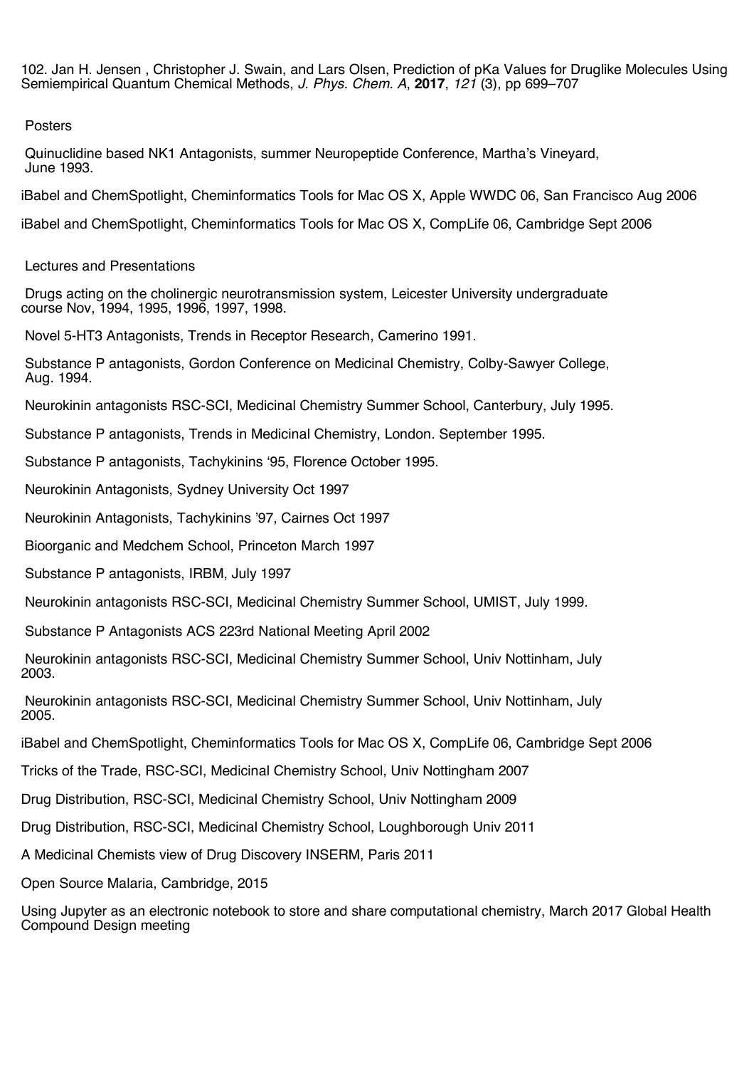102. Jan H. Jensen , Christopher J. Swain, and Lars Olsen, Prediction of pKa Values for Druglike Molecules Using Semiempirical Quantum Chemical Methods, *J. Phys. Chem. A*, **2017**, *121* (3), pp 699–707

## Posters

Quinuclidine based NK1 Antagonists, summer Neuropeptide Conference, Martha's Vineyard, June 1993.

iBabel and ChemSpotlight, Cheminformatics Tools for Mac OS X, Apple WWDC 06, San Francisco Aug 2006

iBabel and ChemSpotlight, Cheminformatics Tools for Mac OS X, CompLife 06, Cambridge Sept 2006

## Lectures and Presentations

Drugs acting on the cholinergic neurotransmission system, Leicester University undergraduate course Nov, 1994, 1995, 1996, 1997, 1998.

Novel 5-HT3 Antagonists, Trends in Receptor Research, Camerino 1991.

Substance P antagonists, Gordon Conference on Medicinal Chemistry, Colby-Sawyer College, Aug. 1994.

Neurokinin antagonists RSC-SCI, Medicinal Chemistry Summer School, Canterbury, July 1995.

Substance P antagonists, Trends in Medicinal Chemistry, London. September 1995.

Substance P antagonists, Tachykinins '95, Florence October 1995.

Neurokinin Antagonists, Sydney University Oct 1997

Neurokinin Antagonists, Tachykinins '97, Cairnes Oct 1997

Bioorganic and Medchem School, Princeton March 1997

Substance P antagonists, IRBM, July 1997

Neurokinin antagonists RSC-SCI, Medicinal Chemistry Summer School, UMIST, July 1999.

Substance P Antagonists ACS 223rd National Meeting April 2002

Neurokinin antagonists RSC-SCI, Medicinal Chemistry Summer School, Univ Nottinham, July 2003.

Neurokinin antagonists RSC-SCI, Medicinal Chemistry Summer School, Univ Nottinham, July 2005.

iBabel and ChemSpotlight, Cheminformatics Tools for Mac OS X, CompLife 06, Cambridge Sept 2006

Tricks of the Trade, RSC-SCI, Medicinal Chemistry School, Univ Nottingham 2007

Drug Distribution, RSC-SCI, Medicinal Chemistry School, Univ Nottingham 2009

Drug Distribution, RSC-SCI, Medicinal Chemistry School, Loughborough Univ 2011

A Medicinal Chemists view of Drug Discovery INSERM, Paris 2011

Open Source Malaria, Cambridge, 2015

Using Jupyter as an electronic notebook to store and share computational chemistry, March 2017 Global Health Compound Design meeting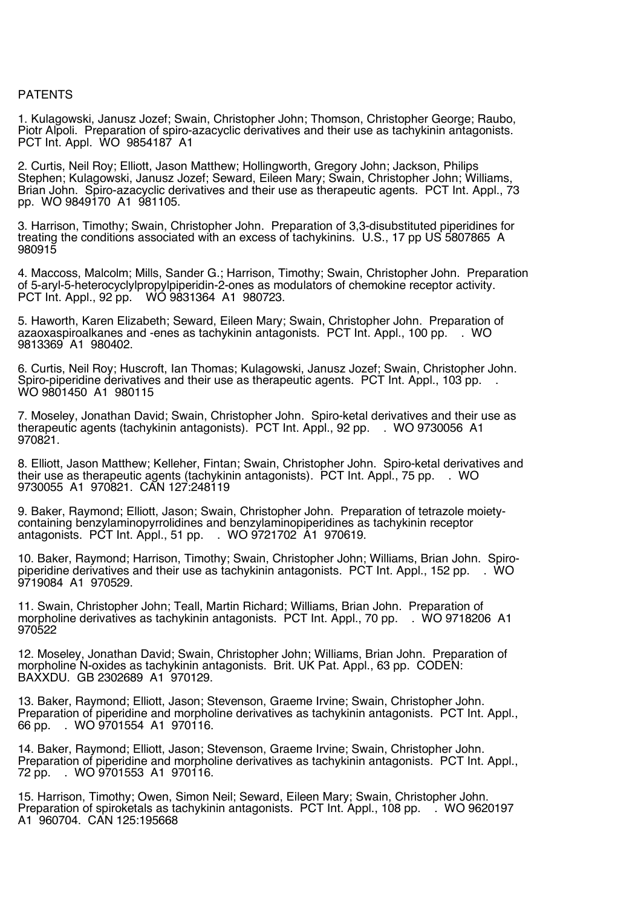PATENTS

1. Kulagowski, Janusz Jozef; Swain, Christopher John; Thomson, Christopher George; Raubo, Piotr Alpoli. Preparation of spiro-azacyclic derivatives and their use as tachykinin antagonists. PCT Int. Appl. WO 9854187 A1

2. Curtis, Neil Roy; Elliott, Jason Matthew; Hollingworth, Gregory John; Jackson, Philips Stephen; Kulagowski, Janusz Jozef; Seward, Eileen Mary; Swain, Christopher John; Williams, Brian John. Spiro-azacyclic derivatives and their use as therapeutic agents. PCT Int. Appl., 73 pp. WO 9849170 A1 981105.

3. Harrison, Timothy; Swain, Christopher John. Preparation of 3,3-disubstituted piperidines for treating the conditions associated with an excess of tachykinins. U.S., 17 pp US 5807865 A 980915

4. Maccoss, Malcolm; Mills, Sander G.; Harrison, Timothy; Swain, Christopher John. Preparation of 5-aryl-5-heterocyclylpropylpiperidin-2-ones as modulators of chemokine receptor activity. PCT Int. Appl., 92 pp. WO 9831364 A1 980723.

5. Haworth, Karen Elizabeth; Seward, Eileen Mary; Swain, Christopher John. Preparation of azaoxaspiroalkanes and -enes as tachykinin antagonists. PCT Int. Appl., 100 pp. . WO 9813369 A1 980402.

6. Curtis, Neil Roy; Huscroft, Ian Thomas; Kulagowski, Janusz Jozef; Swain, Christopher John. Spiro-piperidine derivatives and their use as therapeutic agents. PCT Int. Appl., 103 pp. . WO 9801450 A1 980115

7. Moseley, Jonathan David; Swain, Christopher John. Spiro-ketal derivatives and their use as therapeutic agents (tachykinin antagonists). PCT Int. Appl., 92 pp. . WO 9730056 A1 970821.

8. Elliott, Jason Matthew; Kelleher, Fintan; Swain, Christopher John. Spiro-ketal derivatives and their use as therapeutic agents (tachykinin antagonists). PCT Int. Appl., 75 pp. . WO 9730055 A1 970821. CAN 127:248119

9. Baker, Raymond; Elliott, Jason; Swain, Christopher John. Preparation of tetrazole moiety-containing benzylaminopyrrolidines and benzylaminopiperidines as tachykinin receptor antagonists. PCT Int. Appl., 51 pp. . WO 9721702 A1 970619.

10. Baker, Raymond; Harrison, Timothy; Swain, Christopher John; Williams, Brian John. Spiro-piperidine derivatives and their use as tachykinin antagonists. PCT Int. Appl., 152 pp. . WO 9719084 A1 970529.

11. Swain, Christopher John; Teall, Martin Richard; Williams, Brian John. Preparation of morpholine derivatives as tachykinin antagonists. PCT Int. Appl., 70 pp. . WO 9718206 A1 970522

12. Moseley, Jonathan David; Swain, Christopher John; Williams, Brian John. Preparation of morpholine N-oxides as tachykinin antagonists. Brit. UK Pat. Appl., 63 pp. CODEN: BAXXDU. GB 2302689 A1 970129.

13. Baker, Raymond; Elliott, Jason; Stevenson, Graeme Irvine; Swain, Christopher John. Preparation of piperidine and morpholine derivatives as tachykinin antagonists. PCT Int. Appl., 66 pp. . WO 9701554 A1 970116.

14. Baker, Raymond; Elliott, Jason; Stevenson, Graeme Irvine; Swain, Christopher John. Preparation of piperidine and morpholine derivatives as tachykinin antagonists. PCT Int. Appl., 72 pp. . WO 9701553 A1 970116.

15. Harrison, Timothy; Owen, Simon Neil; Seward, Eileen Mary; Swain, Christopher John. Preparation of spiroketals as tachykinin antagonists. PCT Int. Appl., 108 pp. . WO 9620197 A1 960704. CAN 125:195668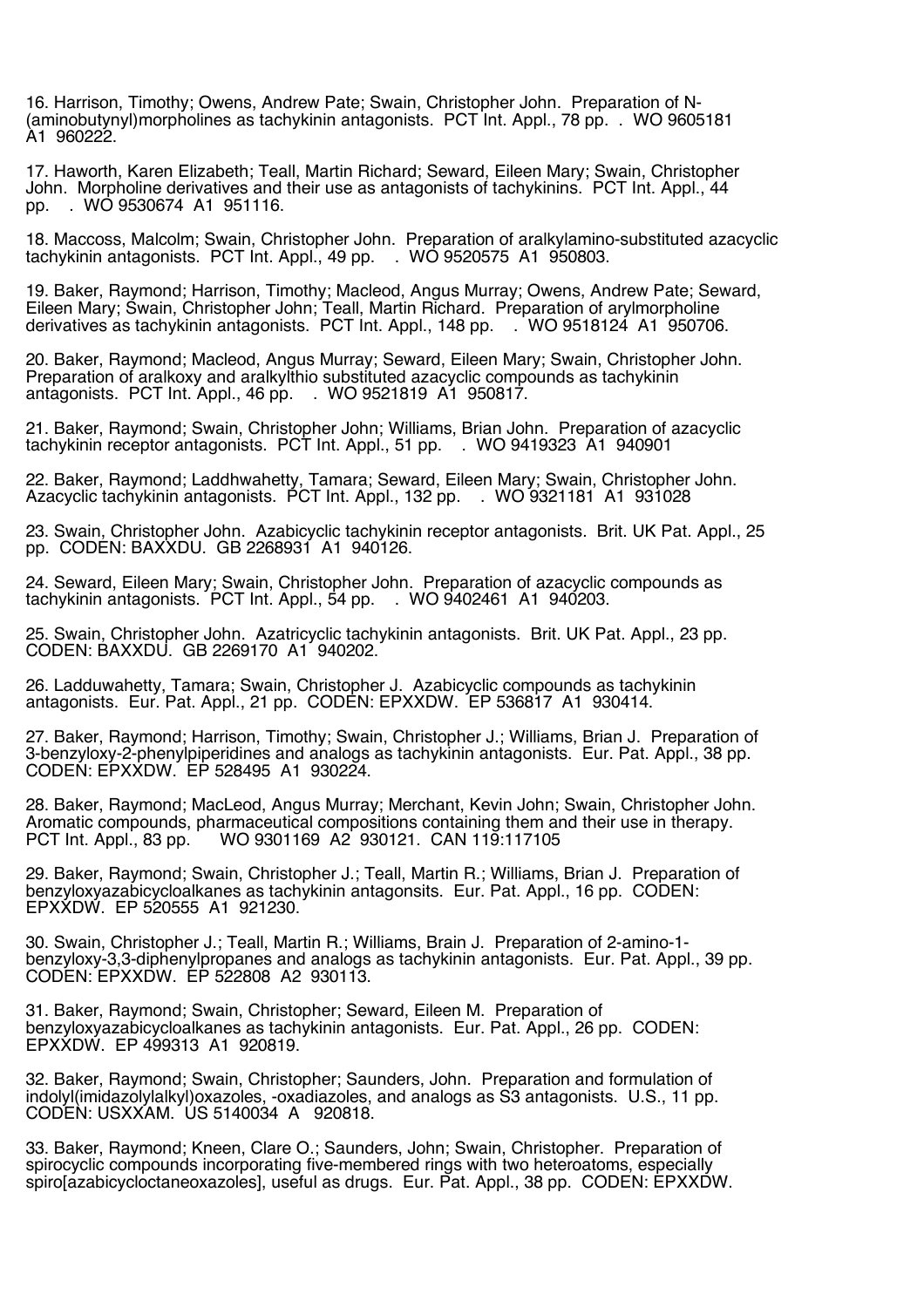16. Harrison, Timothy; Owens, Andrew Pate; Swain, Christopher John. Preparation of N-(aminobutynyl)morpholines as tachykinin antagonists. PCT Int. Appl., 78 pp. . WO 9605181 A1 960222.

17. Haworth, Karen Elizabeth; Teall, Martin Richard; Seward, Eileen Mary; Swain, Christopher John. Morpholine derivatives and their use as antagonists of tachykinins. PCT Int. Appl., 44 pp. . WO 9530674 A1 951116.

18. Maccoss, Malcolm; Swain, Christopher John. Preparation of aralkylamino-substituted azacyclic tachykinin antagonists. PCT Int. Appl., 49 pp. . WO 9520575 A1 950803.

19. Baker, Raymond; Harrison, Timothy; Macleod, Angus Murray; Owens, Andrew Pate; Seward, Eileen Mary; Swain, Christopher John; Teall, Martin Richard. Preparation of arylmorpholine derivatives as tachykinin antagonists. PCT Int. Appl., 148 pp. . WO 9518124 A1 950706.

20. Baker, Raymond; Macleod, Angus Murray; Seward, Eileen Mary; Swain, Christopher John. Preparation of aralkoxy and aralkylthio substituted azacyclic compounds as tachykinin antagonists. PCT Int. Appl., 46 pp. . WO 9521819 A1 950817.

21. Baker, Raymond; Swain, Christopher John; Williams, Brian John. Preparation of azacyclic tachykinin receptor antagonists. PCT Int. Appl., 51 pp. . WO 9419323 A1 940901

22. Baker, Raymond; Laddhwahetty, Tamara; Seward, Eileen Mary; Swain, Christopher John. Azacyclic tachykinin antagonists. PCT Int. Appl., 132 pp. . WO 9321181 A1 931028

23. Swain, Christopher John. Azabicyclic tachykinin receptor antagonists. Brit. UK Pat. Appl., 25 pp. CODEN: BAXXDU. GB 2268931 A1 940126.

24. Seward, Eileen Mary; Swain, Christopher John. Preparation of azacyclic compounds as tachykinin antagonists. PCT Int. Appl., 54 pp. . WO 9402461 A1 940203.

25. Swain, Christopher John. Azatricyclic tachykinin antagonists. Brit. UK Pat. Appl., 23 pp. CODEN: BAXXDU. GB 2269170 A1 940202.

26. Ladduwahetty, Tamara; Swain, Christopher J. Azabicyclic compounds as tachykinin antagonists. Eur. Pat. Appl., 21 pp. CODEN: EPXXDW. EP 536817 A1 930414.

27. Baker, Raymond; Harrison, Timothy; Swain, Christopher J.; Williams, Brian J. Preparation of 3-benzyloxy-2-phenylpiperidines and analogs as tachykinin antagonists. Eur. Pat. Appl., 38 pp. CODEN: EPXXDW. EP 528495 A1 930224.

28. Baker, Raymond; MacLeod, Angus Murray; Merchant, Kevin John; Swain, Christopher John. Aromatic compounds, pharmaceutical compositions containing them and their use in therapy. PCT Int. Appl., 83 pp. WO 9301169 A2 930121. CAN 119:117105

29. Baker, Raymond; Swain, Christopher J.; Teall, Martin R.; Williams, Brian J. Preparation of benzyloxyazabicycloalkanes as tachykinin antagonsits. Eur. Pat. Appl., 16 pp. CODEN: EPXXDW. EP 520555 A1 921230.

30. Swain, Christopher J.; Teall, Martin R.; Williams, Brain J. Preparation of 2-amino-1-benzyloxy-3,3-diphenylpropanes and analogs as tachykinin antagonists. Eur. Pat. Appl., 39 pp. CODEN: EPXXDW. EP 522808 A2 930113.

31. Baker, Raymond; Swain, Christopher; Seward, Eileen M. Preparation of benzyloxyazabicycloalkanes as tachykinin antagonists. Eur. Pat. Appl., 26 pp. CODEN: EPXXDW. EP 499313 A1 920819.

32. Baker, Raymond; Swain, Christopher; Saunders, John. Preparation and formulation of indolyl(imidazolylalkyl)oxazoles, -oxadiazoles, and analogs as S3 antagonists. U.S., 11 pp. CODEN: USXXAM. US 5140034 A 920818.

33. Baker, Raymond; Kneen, Clare O.; Saunders, John; Swain, Christopher. Preparation of spirocyclic compounds incorporating five-membered rings with two heteroatoms, especially spiro[azabicycloctaneoxazoles], useful as drugs. Eur. Pat. Appl., 38 pp. CODEN: EPXXDW.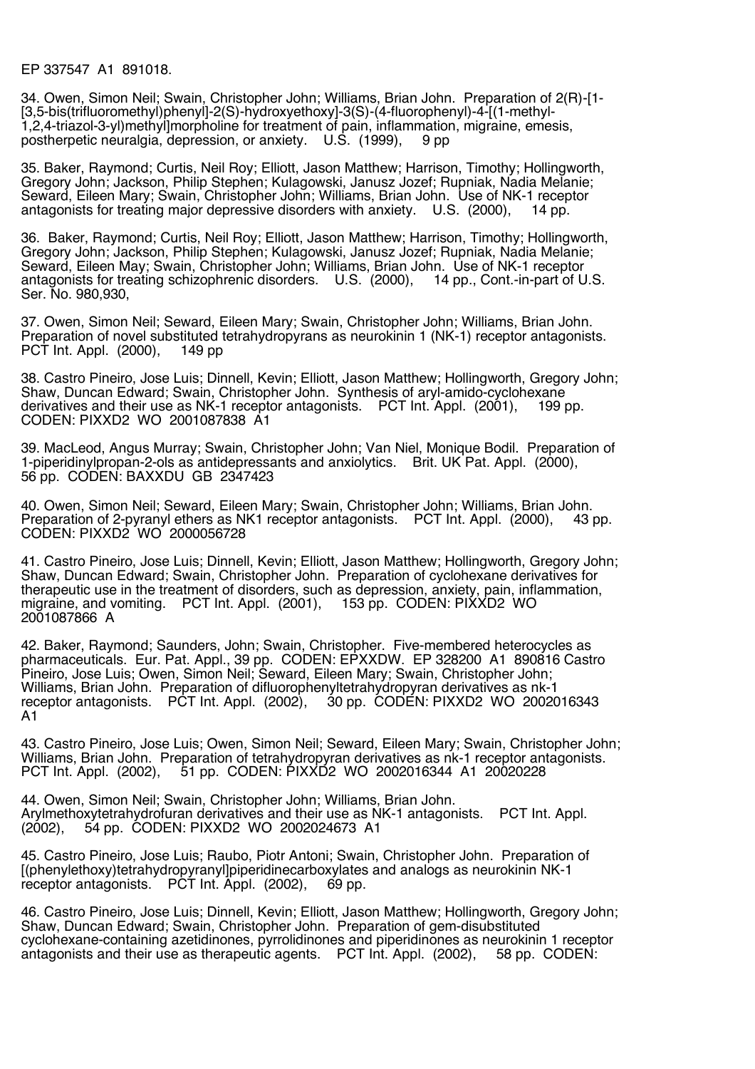EP 337547 A1 891018.

34. Owen, Simon Neil; Swain, Christopher John; Williams, Brian John. Preparation of 2(R)-[1-[3,5-bis(trifluoromethyl)phenyl]-2(S)-hydroxyethoxy]-3(S)-(4-fluorophenyl)-4-[(1-methyl-1,2,4-triazol-3-yl)methyl]morpholine for treatment of pain, inflammation, migraine, emesis, postherpetic neuralgia, depression, or anxiety. U.S. (1999), 9 pp

35. Baker, Raymond; Curtis, Neil Roy; Elliott, Jason Matthew; Harrison, Timothy; Hollingworth, Gregory John; Jackson, Philip Stephen; Kulagowski, Janusz Jozef; Rupniak, Nadia Melanie; Seward, Eileen Mary; Swain, Christopher John; Williams, Brian John. Use of NK-1 receptor antagonists for treating major depressive disorders with anxiety. U.S. (2000), 14 pp.

36. Baker, Raymond; Curtis, Neil Roy; Elliott, Jason Matthew; Harrison, Timothy; Hollingworth, Gregory John; Jackson, Philip Stephen; Kulagowski, Janusz Jozef; Rupniak, Nadia Melanie; Seward, Eileen May; Swain, Christopher John; Williams, Brian John. Use of NK-1 receptor antagonists for treating schizophrenic disorders. U.S. (2000), 14 pp., Cont.-in-part of U.S. Ser. No. 980,930,

37. Owen, Simon Neil; Seward, Eileen Mary; Swain, Christopher John; Williams, Brian John. Preparation of novel substituted tetrahydropyrans as neurokinin 1 (NK-1) receptor antagonists. PCT Int. Appl. (2000), 149 pp

38. Castro Pineiro, Jose Luis; Dinnell, Kevin; Elliott, Jason Matthew; Hollingworth, Gregory John; Shaw, Duncan Edward; Swain, Christopher John. Synthesis of aryl-amido-cyclohexane derivatives and their use as NK-1 receptor antagonists. PCT Int. Appl. (2001), 199 pp. CODEN: PIXXD2 WO 2001087838 A1

39. MacLeod, Angus Murray; Swain, Christopher John; Van Niel, Monique Bodil. Preparation of 1-piperidinylpropan-2-ols as antidepressants and anxiolytics. Brit. UK Pat. Appl. (2000), 56 pp. CODEN: BAXXDU GB 2347423

40. Owen, Simon Neil; Seward, Eileen Mary; Swain, Christopher John; Williams, Brian John. Preparation of 2-pyranyl ethers as NK1 receptor antagonists. PCT Int. Appl. (2000), 43 pp. CODEN: PIXXD2 WO 2000056728

41. Castro Pineiro, Jose Luis; Dinnell, Kevin; Elliott, Jason Matthew; Hollingworth, Gregory John; Shaw, Duncan Edward; Swain, Christopher John. Preparation of cyclohexane derivatives for therapeutic use in the treatment of disorders, such as depression, anxiety, pain, inflammation, migraine, and vomiting. PCT Int. Appl. (2001), 153 pp. CODEN: PIXXD2 WO 2001087866 A

42. Baker, Raymond; Saunders, John; Swain, Christopher. Five-membered heterocycles as pharmaceuticals. Eur. Pat. Appl., 39 pp. CODEN: EPXXDW. EP 328200 A1 890816 Castro Pineiro, Jose Luis; Owen, Simon Neil; Seward, Eileen Mary; Swain, Christopher John; Williams, Brian John. Preparation of difluorophenyltetrahydropyran derivatives as nk-1 receptor antagonists. PCT Int. Appl. (2002), 30 pp. CODEN: PIXXD2 WO 2002016343 A1

43. Castro Pineiro, Jose Luis; Owen, Simon Neil; Seward, Eileen Mary; Swain, Christopher John; Williams, Brian John. Preparation of tetrahydropyran derivatives as nk-1 receptor antagonists. PCT Int. Appl. (2002), 51 pp. CODEN: PIXXD2 WO 2002016344 A1 20020228

44. Owen, Simon Neil; Swain, Christopher John; Williams, Brian John. Arylmethoxytetrahydrofuran derivatives and their use as NK-1 antagonists. PCT Int. Appl. (2002), 54 pp. CODEN: PIXXD2 WO 2002024673 A1

45. Castro Pineiro, Jose Luis; Raubo, Piotr Antoni; Swain, Christopher John. Preparation of [(phenylethoxy)tetrahydropyranyl]piperidinecarboxylates and analogs as neurokinin NK-1 receptor antagonists. PCT Int. Appl. (2002), 69 pp.

46. Castro Pineiro, Jose Luis; Dinnell, Kevin; Elliott, Jason Matthew; Hollingworth, Gregory John; Shaw, Duncan Edward; Swain, Christopher John. Preparation of gem-disubstituted cyclohexane-containing azetidinones, pyrrolidinones and piperidinones as neurokinin 1 receptor antagonists and their use as therapeutic agents. PCT Int. Appl. (2002), 58 pp. CODEN: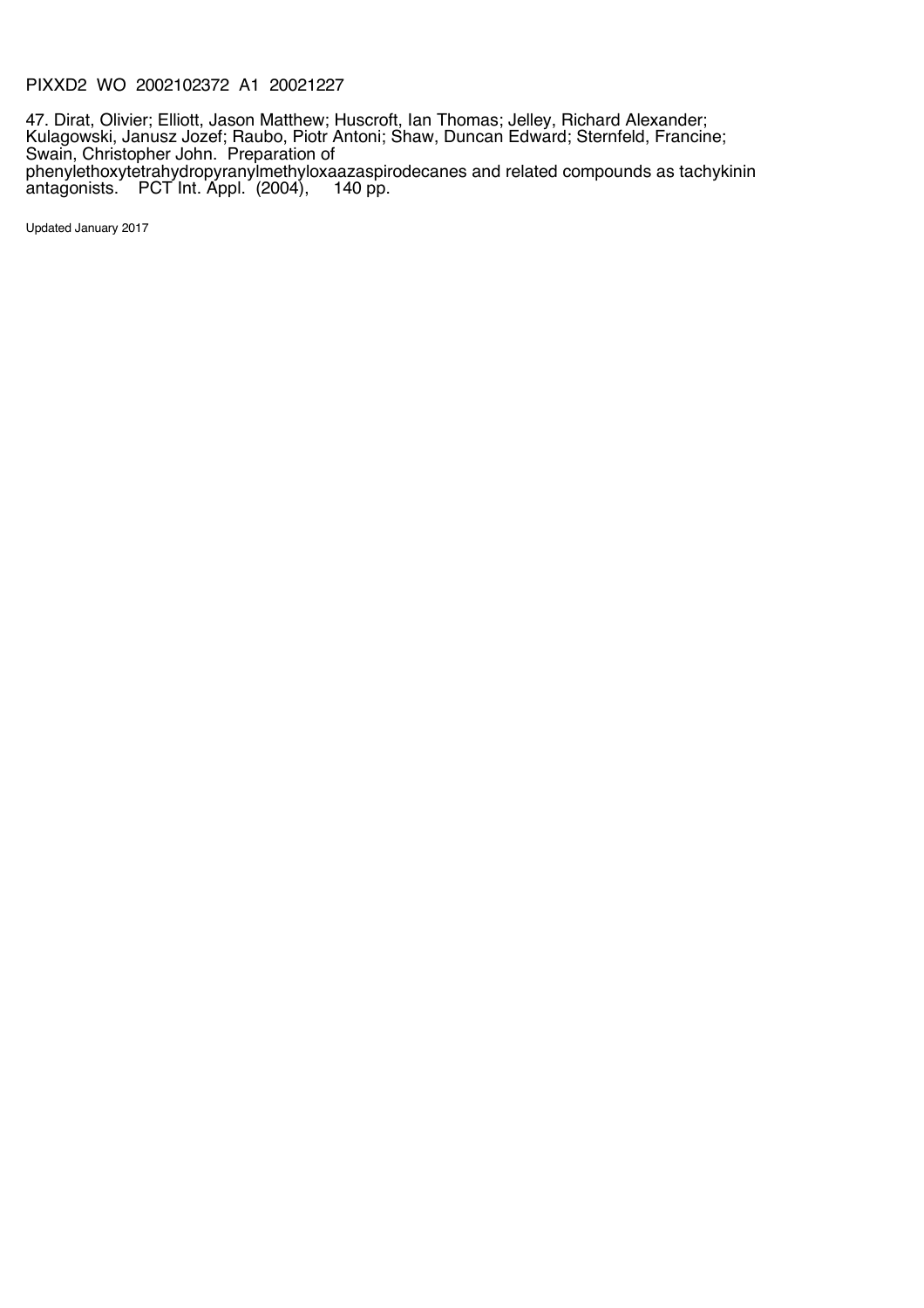PIXXD2 WO 2002102372 A1 20021227

47. Dirat, Olivier; Elliott, Jason Matthew; Huscroft, Ian Thomas; Jelley, Richard Alexander; Kulagowski, Janusz Jozef; Raubo, Piotr Antoni; Shaw, Duncan Edward; Sternfeld, Francine; Swain, Christopher John. Preparation of phenylethoxytetrahydropyranylmethyloxaazaspirodecanes and related compounds as tachykinin antagonists. PCT Int. Appl. (2004), 140 pp.

Updated January 2017